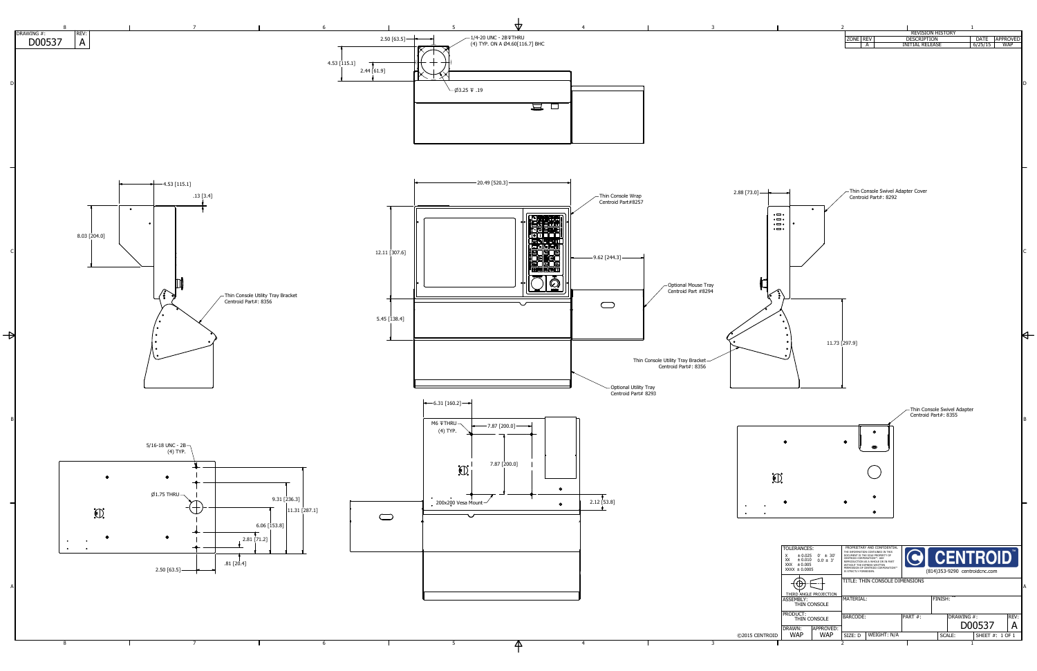DRAWING #: D00537 REV: A

| ZONE | REV | DESCRIPTION | DATE | APPROVED |
| --- | --- | --- | --- | --- |
| | A | INITIAL RELEASE | 6/25/15 | WAP |

REVISION HISTORY

2.50 [63.5]

1/4-20 UNC - 2B ↧THRU (4) TYP. ON A Ø4.60[116.7] BHC

4.53 [115.1]

2.44 [61.9]

Ø3.25 ↧ .19

4.53 [115.1]

.13 [3.4]

8.03 [204.0]

Thin Console Utility Tray Bracket Centroid Part#: 8356

20.49 [520.3]

Thin Console Wrap Centroid Part#8257

12.11 [307.6]

9.62 [244.3]

5.45 [138.4]

Optional Mouse Tray Centroid Part #8294

Thin Console Utility Tray Bracket Centroid Part#: 8356

Optional Utility Tray Centroid Part# 8293

2.88 [73.0]

Thin Console Swivel Adapter Cover Centroid Part#: 8292

11.73 [297.9]

Thin Console Swivel Adapter Centroid Part#: 8355

5/16-18 UNC - 2B (4) TYP.

Ø1.75 THRU

9.31 [236.3]

11.31 [287.1]

6.06 [153.8]

2.81 [71.2]

.81 [20.4]

2.50 [63.5]

6.31 [160.2]

M6 ↧THRU (4) TYP.

7.87 [200.0]

7.87 [200.0]

200x200 Vesa Mount

2.12 [53.8]

TOLERANCES:
X ± 0.025 0° ± 30'
XX ± 0.010 0.0 ± 3'
XXX ± 0.005
XXXX ± 0.0005

PROPRIETARY AND CONFIDENTIAL
THE INFORMATION CONTAINED IN THIS DOCUMENT IS THE SOLE PROPERTY OF CENTROID CORPORATION™. ANY REPRODUCTION AS A WHOLE OR IN PART WITHOUT THE EXPRESS WRITTEN PERMISSION OF CENTROID CORPORATION™ IS STRICTLY FORBIDDEN.

CENTROID™
(814)353-9290 centroidcnc.com

THIRD ANGLE PROJECTION

TITLE: THIN CONSOLE DIMENSIONS

ASSEMBLY: THIN CONSOLE

MATERIAL:

FINISH: --

PRODUCT: THIN CONSOLE

BARCODE:

PART #:

DRAWING #: D00537

REV: A

DRAWN: WAP

APPROVED: WAP

SIZE: D

WEIGHT: N/A

SCALE:

SHEET #: 1 OF 1

©2015 CENTROID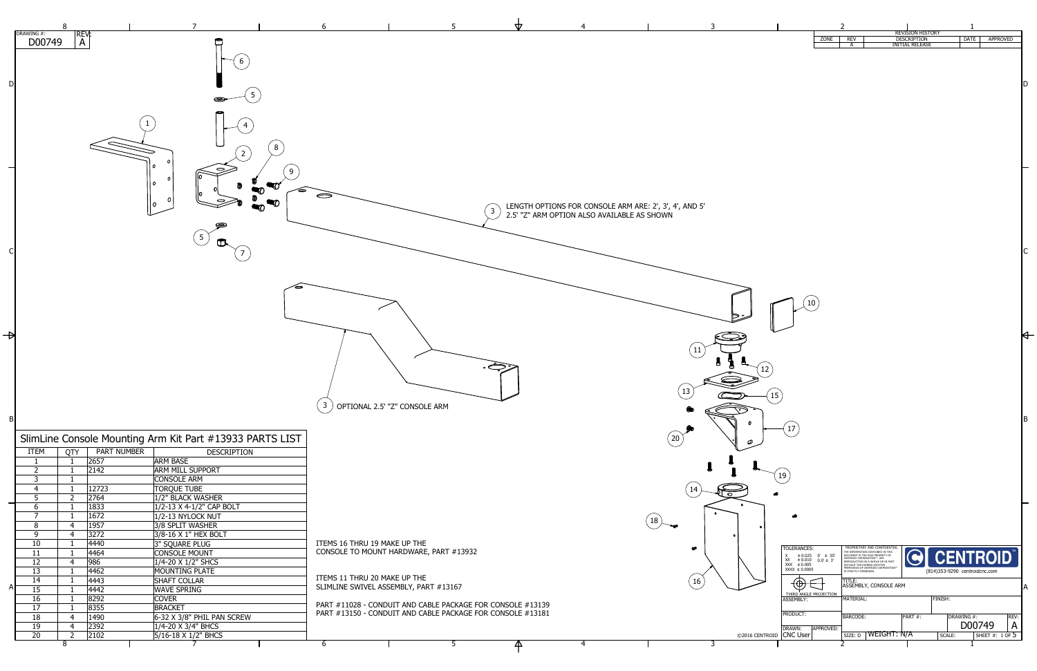DRAWING #: D00749 REV: A

| ZONE | REV | DESCRIPTION | DATE | APPROVED |
|---|---|---|---|---|
| | A | INITIAL RELEASE | | |

LENGTH OPTIONS FOR CONSOLE ARM ARE: 2', 3', 4', AND 5'
2.5' "Z" ARM OPTION ALSO AVAILABLE AS SHOWN

OPTIONAL 2.5' "Z" CONSOLE ARM

## SlimLine Console Mounting Arm Kit Part #13933 PARTS LIST

| ITEM | QTY | PART NUMBER | DESCRIPTION |
|---|---|---|---|
| 1 | 1 | 2657 | ARM BASE |
| 2 | 1 | 2142 | ARM MILL SUPPORT |
| 3 | 1 | | CONSOLE ARM |
| 4 | 1 | 12723 | TORQUE TUBE |
| 5 | 2 | 2764 | 1/2" BLACK WASHER |
| 6 | 1 | 1833 | 1/2-13 X 4-1/2" CAP BOLT |
| 7 | 1 | 1672 | 1/2-13 NYLOCK NUT |
| 8 | 4 | 1957 | 3/8 SPLIT WASHER |
| 9 | 4 | 3272 | 3/8-16 X 1" HEX BOLT |
| 10 | 1 | 4440 | 3" SQUARE PLUG |
| 11 | 1 | 4464 | CONSOLE MOUNT |
| 12 | 4 | 986 | 1/4-20 X 1/2" SHCS |
| 13 | 1 | 4462 | MOUNTING PLATE |
| 14 | 1 | 4443 | SHAFT COLLAR |
| 15 | 1 | 4442 | WAVE SPRING |
| 16 | 1 | 8292 | COVER |
| 17 | 1 | 8355 | BRACKET |
| 18 | 4 | 1490 | 6-32 X 3/8" PHIL PAN SCREW |
| 19 | 4 | 2392 | 1/4-20 X 3/4" BHCS |
| 20 | 2 | 2102 | 5/16-18 X 1/2" BHCS |

ITEMS 16 THRU 19 MAKE UP THE
CONSOLE TO MOUNT HARDWARE, PART #13932

ITEMS 11 THRU 20 MAKE UP THE
SLIMLINE SWIVEL ASSEMBLY, PART #13167

PART #11028 - CONDUIT AND CABLE PACKAGE FOR CONSOLE #13139
PART #13150 - CONDUIT AND CABLE PACKAGE FOR CONSOLE #13181

TOLERANCES:
X ± 0.025 0' ± 30'
XX ± 0.010 0.0 ± .5'
XXX ± 0.005
XXXX ± 0.0005

THIRD ANGLE PROJECTION

PROPRIETARY AND CONFIDENTIAL
THE INFORMATION CONTAINED IN THIS DOCUMENT IS THE SOLE PROPERTY OF CENTROID CORPORATION™. ANY REPRODUCTION AS A WHOLE OR IN PART WITHOUT THE EXPRESS WRITTEN PERMISSION OF CENTROID CORPORATION™ IS STRICTLY FORBIDDEN.

CENTROID
(814)353-9290 centroidcnc.com

TITLE: ASSEMBLY, CONSOLE ARM

ASSEMBLY:
MATERIAL:
FINISH:
PRODUCT:
BARCODE:
PART #:
DRAWING #: D00749
REV: A
DRAWN: CNC User
APPROVED:
SIZE: D
WEIGHT: N/A
SCALE:
SHEET #: 1 OF 5

©2016 CENTROID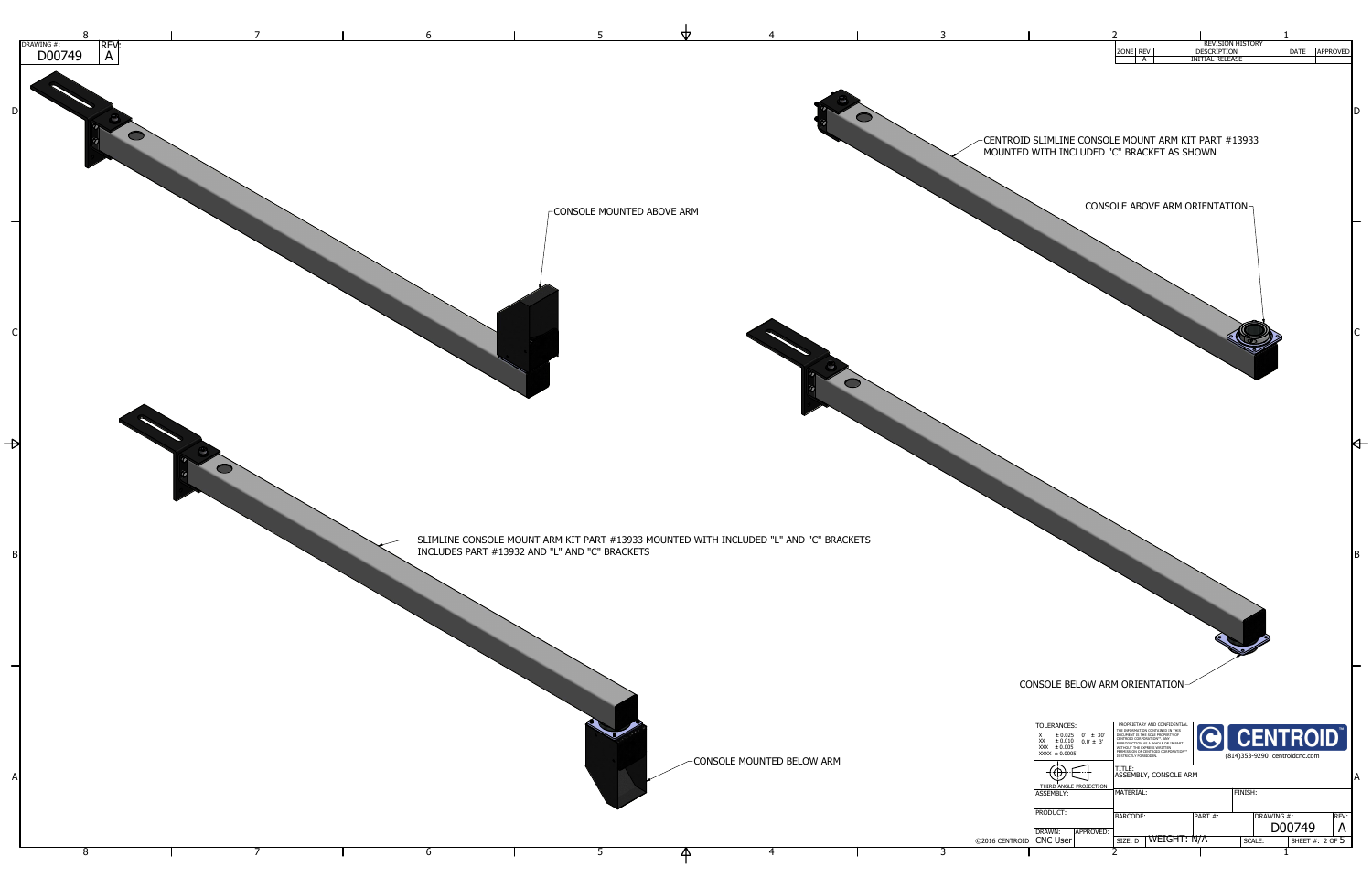DRAWING #: D00749 REV: A

| ZONE | REV | DESCRIPTION | DATE | APPROVED |
| --- | --- | --- | --- | --- |
| | A | INITIAL RELEASE | | |

REVISION HISTORY

CENTROID SLIMLINE CONSOLE MOUNT ARM KIT PART #13933 MOUNTED WITH INCLUDED "C" BRACKET AS SHOWN

CONSOLE ABOVE ARM ORIENTATION

CONSOLE MOUNTED ABOVE ARM

SLIMLINE CONSOLE MOUNT ARM KIT PART #13933 MOUNTED WITH INCLUDED "L" AND "C" BRACKETS
INCLUDES PART #13932 AND "L" AND "C" BRACKETS

CONSOLE BELOW ARM ORIENTATION

CONSOLE MOUNTED BELOW ARM

TOLERANCES:
X ± 0.025 0° ± 30'
XX ± 0.010 0.0 ± 3'
XXX ± 0.005
XXXX ± 0.0005

THIRD ANGLE PROJECTION

PROPRIETARY AND CONFIDENTIAL
THE INFORMATION CONTAINED IN THIS DOCUMENT IS THE SOLE PROPERTY OF CENTROID CORPORATION™. ANY REPRODUCTION AS A WHOLE OR IN PART WITHOUT THE EXPRESS WRITTEN PERMISSION OF CENTROID CORPORATION™ IS STRICTLY FORBIDDEN.

CENTROID
(814)353-9290 centroidcnc.com

TITLE: ASSEMBLY, CONSOLE ARM

ASSEMBLY:

MATERIAL:

FINISH:

PRODUCT:

BARCODE:

PART #:

DRAWING #: D00749

REV: A

DRAWN: CNC User

APPROVED:

SIZE: D

WEIGHT: N/A

SCALE:

SHEET #: 2 OF 5

©2016 CENTROID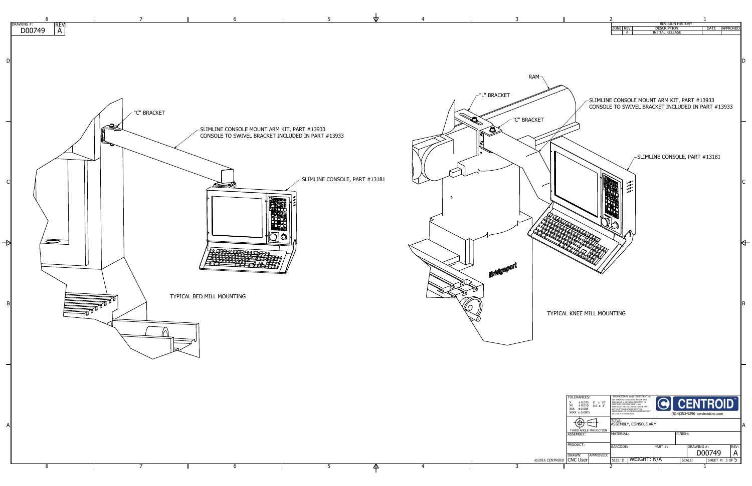DRAWING #: D00749 REV: A

| ZONE | REV | DESCRIPTION | DATE | APPROVED |
|---|---|---|---|---|
| | A | INITIAL RELEASE | | |

"C" BRACKET

SLIMLINE CONSOLE MOUNT ARM KIT, PART #13933
CONSOLE TO SWIVEL BRACKET INCLUDED IN PART #13933

SLIMLINE CONSOLE, PART #13181

TYPICAL BED MILL MOUNTING

RAM

"L" BRACKET

"C" BRACKET

SLIMLINE CONSOLE MOUNT ARM KIT, PART #13933
CONSOLE TO SWIVEL BRACKET INCLUDED IN PART #13933

SLIMLINE CONSOLE, PART #13181

Bridgeport

TYPICAL KNEE MILL MOUNTING

TOLERANCES:
X ± 0.025  0' ± 30'
XX ± 0.010  0.0 ± 3'
XXX ± 0.005
XXXX ± 0.0005

THIRD ANGLE PROJECTION

PROPRIETARY AND CONFIDENTIAL
THE INFORMATION CONTAINED IN THIS DOCUMENT IS THE SOLE PROPERTY OF CENTROID CORPORATION™. ANY REPRODUCTION AS A WHOLE OR IN PART WITHOUT THE EXPRESS WRITTEN PERMISSION OF CENTROID CORPORATION™ IS STRICTLY FORBIDDEN.

CENTROID
(814)353-9290 centroidcnc.com

TITLE: ASSEMBLY, CONSOLE ARM

ASSEMBLY:

MATERIAL:

FINISH:

PRODUCT:

BARCODE:

PART #:

DRAWING #: D00749

REV: A

DRAWN: CNC User

APPROVED:

SIZE: D

WEIGHT: N/A

SCALE:

SHEET #: 3 OF 5

©2016 CENTROID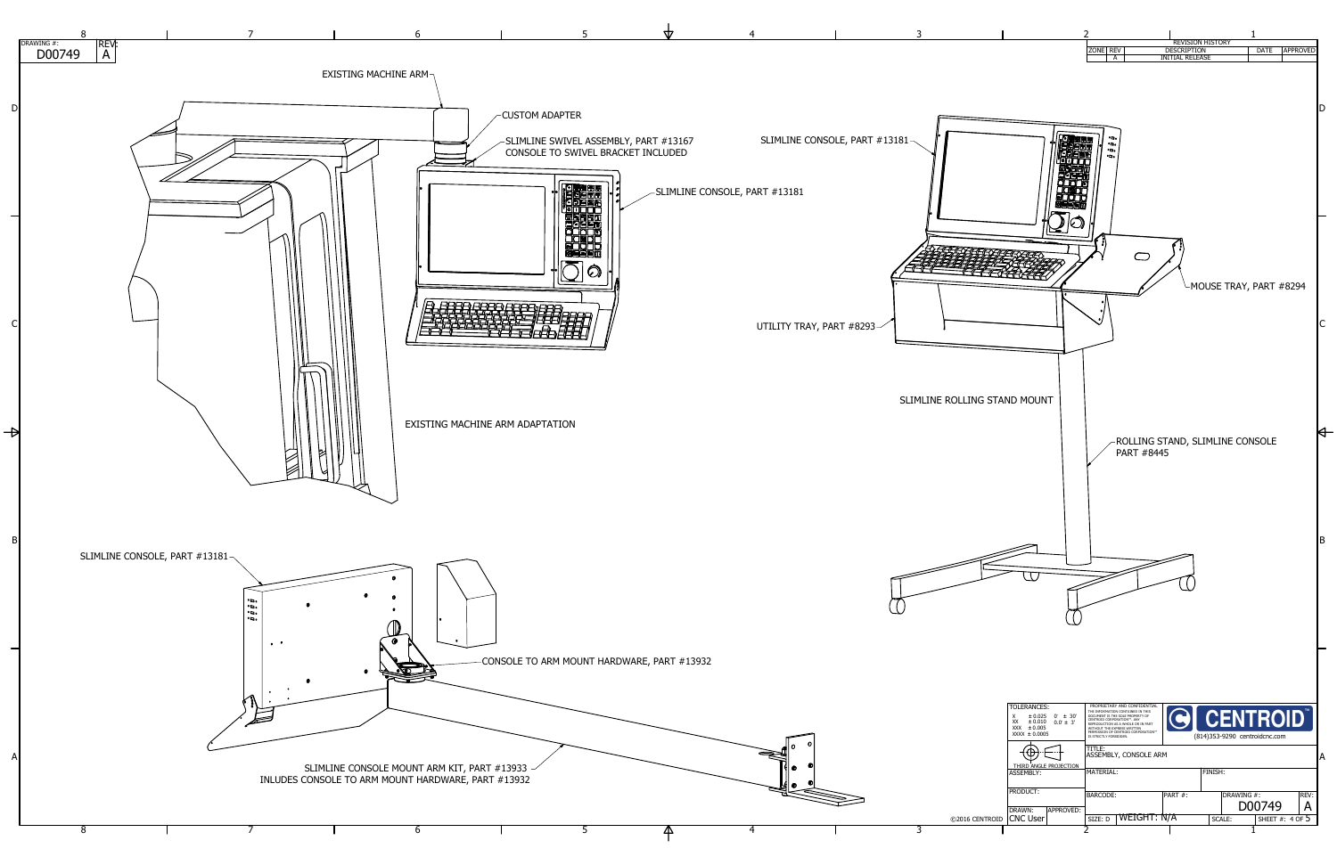DRAWING #: D00749 REV: A

| ZONE | REV | DESCRIPTION | DATE | APPROVED |
|---|---|---|---|---|
| | A | INITIAL RELEASE | | |

EXISTING MACHINE ARM

CUSTOM ADAPTER

SLIMLINE SWIVEL ASSEMBLY, PART #13167
CONSOLE TO SWIVEL BRACKET INCLUDED

SLIMLINE CONSOLE, PART #13181

EXISTING MACHINE ARM ADAPTATION

SLIMLINE CONSOLE, PART #13181

MOUSE TRAY, PART #8294

UTILITY TRAY, PART #8293

SLIMLINE ROLLING STAND MOUNT

ROLLING STAND, SLIMLINE CONSOLE
PART #8445

SLIMLINE CONSOLE, PART #13181

CONSOLE TO ARM MOUNT HARDWARE, PART #13932

SLIMLINE CONSOLE MOUNT ARM KIT, PART #13933
INLUDES CONSOLE TO ARM MOUNT HARDWARE, PART #13932

TOLERANCES:
X ± 0.025 0° ± 30'
XX ± 0.010 0.0 ± .5°
XXX ± 0.005
XXXX ± 0.0005

THIRD ANGLE PROJECTION

PROPRIETARY AND CONFIDENTIAL
THE INFORMATION CONTAINED IN THIS DOCUMENT IS THE SOLE PROPERTY OF CENTROID CORPORATION™. ANY REPRODUCTION AS A WHOLE OR IN PART WITHOUT THE EXPRESS WRITTEN PERMISSION OF CENTROID CORPORATION™ IS STRICTLY FORBIDDEN.

CENTROID
(814)353-9290 centroidcnc.com

TITLE: ASSEMBLY, CONSOLE ARM

ASSEMBLY:
MATERIAL:
FINISH:
PRODUCT:
BARCODE:
PART #:
DRAWING #: D00749
REV: A
DRAWN: CNC User
APPROVED:
SIZE: D
WEIGHT: N/A
SCALE:
SHEET #: 4 OF 5

©2016 CENTROID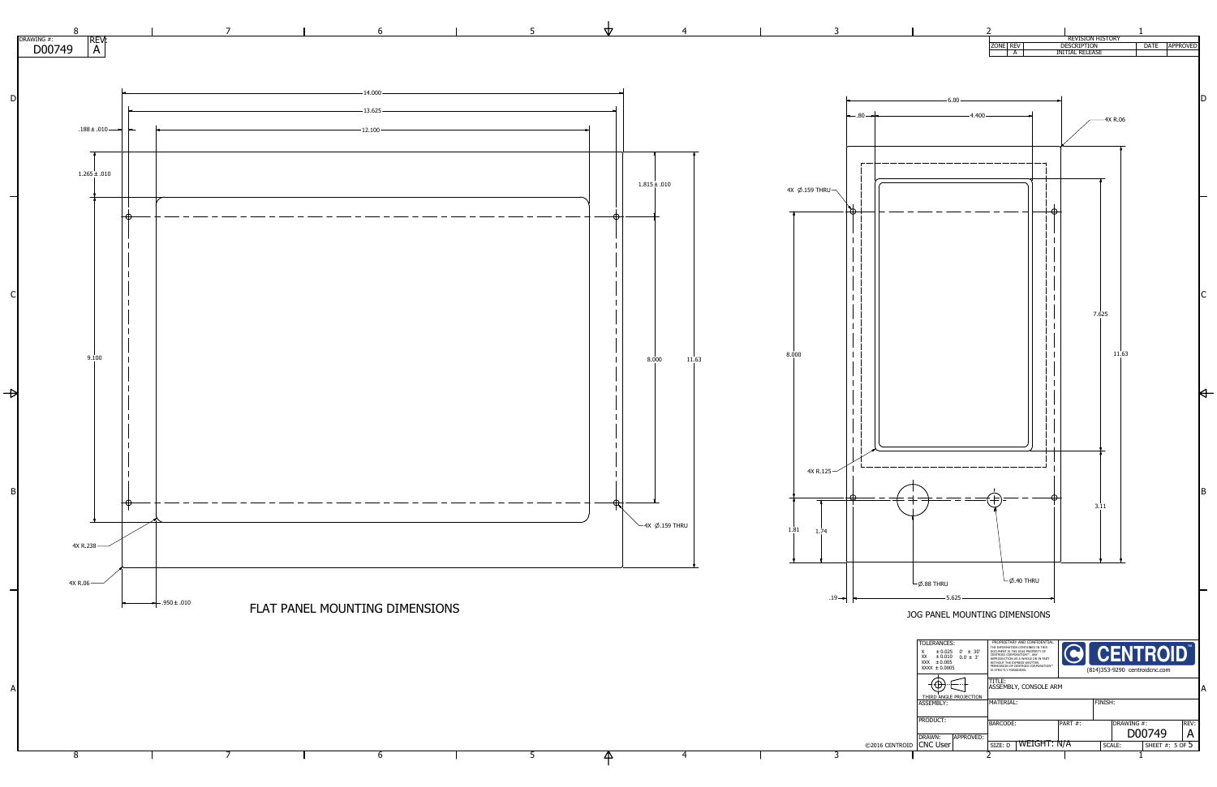DRAWING #: D00749 REV: A

| | | | | |
|---|---|---|---|---|
| REVISION HISTORY | | | | |
| ZONE | REV | DESCRIPTION | DATE | APPROVED |
| | A | INITIAL RELEASE | | |

14.000
13.625
.188 ± .010
12.100
1.265 ± .010
1.815 ± .010
9.100
8.000
11.63
4X R.238
4X R.06
4X Ø.159 THRU
.950 ± .010

## FLAT PANEL MOUNTING DIMENSIONS

6.00
.80
4.400
4X R.06
4X Ø.159 THRU
7.625
8.000
11.63
4X R.125
3.11
1.81
1.74
Ø.88 THRU
Ø.40 THRU
.19
5.625

## JOG PANEL MOUNTING DIMENSIONS

TOLERANCES:
X ± 0.025 0° ± 30'
XX ± 0.010 0.0 ± 3'
XXX ± 0.005
XXXX ± 0.0005

PROPRIETARY AND CONFIDENTIAL
THE INFORMATION CONTAINED IN THIS DOCUMENT IS THE SOLE PROPERTY OF CENTROID CORPORATION™. ANY REPRODUCTION AS A WHOLE OR IN PART WITHOUT THE EXPRESS WRITTEN PERMISSION OF CENTROID CORPORATION™ IS STRICTLY FORBIDDEN.

CENTROID
(814)353-9290 centroidcnc.com

THIRD ANGLE PROJECTION

TITLE: ASSEMBLY, CONSOLE ARM

ASSEMBLY:
MATERIAL:
FINISH:
PRODUCT:
BARCODE:
PART #:
DRAWING #: D00749
REV: A
DRAWN: CNC User
APPROVED:
SIZE: D
WEIGHT: N/A
SCALE:
SHEET #: 5 OF 5

©2016 CENTROID